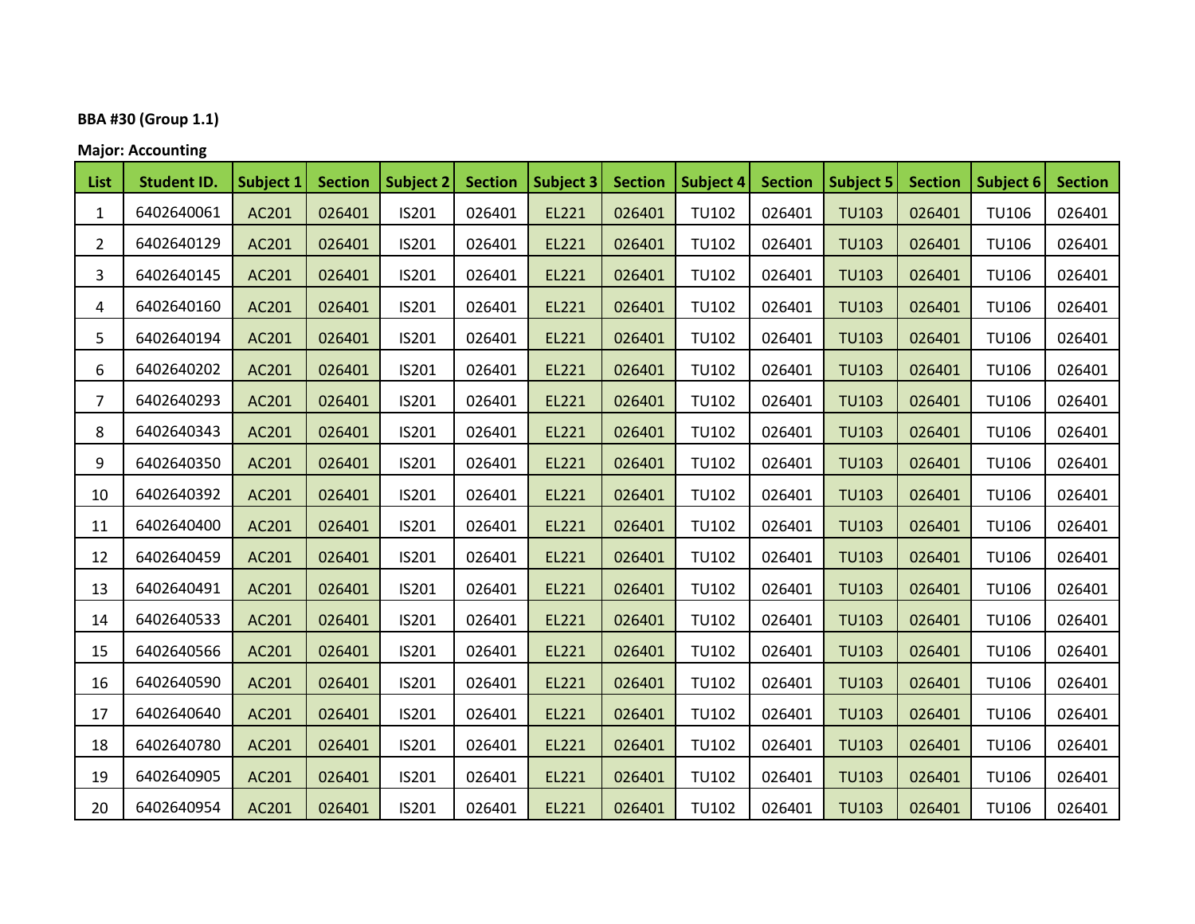**BBA #30 (Group 1.1)**

**Major: Accounting**

| List | Student ID. | Subject 1 | Section | Subject 2 | Section | Subject 3 | Section | Subject 4 | Section | Subject 5 | Section | Subject 6 | Section |
|---|---|---|---|---|---|---|---|---|---|---|---|---|---|
| 1 | 6402640061 | AC201 | 026401 | IS201 | 026401 | EL221 | 026401 | TU102 | 026401 | TU103 | 026401 | TU106 | 026401 |
| 2 | 6402640129 | AC201 | 026401 | IS201 | 026401 | EL221 | 026401 | TU102 | 026401 | TU103 | 026401 | TU106 | 026401 |
| 3 | 6402640145 | AC201 | 026401 | IS201 | 026401 | EL221 | 026401 | TU102 | 026401 | TU103 | 026401 | TU106 | 026401 |
| 4 | 6402640160 | AC201 | 026401 | IS201 | 026401 | EL221 | 026401 | TU102 | 026401 | TU103 | 026401 | TU106 | 026401 |
| 5 | 6402640194 | AC201 | 026401 | IS201 | 026401 | EL221 | 026401 | TU102 | 026401 | TU103 | 026401 | TU106 | 026401 |
| 6 | 6402640202 | AC201 | 026401 | IS201 | 026401 | EL221 | 026401 | TU102 | 026401 | TU103 | 026401 | TU106 | 026401 |
| 7 | 6402640293 | AC201 | 026401 | IS201 | 026401 | EL221 | 026401 | TU102 | 026401 | TU103 | 026401 | TU106 | 026401 |
| 8 | 6402640343 | AC201 | 026401 | IS201 | 026401 | EL221 | 026401 | TU102 | 026401 | TU103 | 026401 | TU106 | 026401 |
| 9 | 6402640350 | AC201 | 026401 | IS201 | 026401 | EL221 | 026401 | TU102 | 026401 | TU103 | 026401 | TU106 | 026401 |
| 10 | 6402640392 | AC201 | 026401 | IS201 | 026401 | EL221 | 026401 | TU102 | 026401 | TU103 | 026401 | TU106 | 026401 |
| 11 | 6402640400 | AC201 | 026401 | IS201 | 026401 | EL221 | 026401 | TU102 | 026401 | TU103 | 026401 | TU106 | 026401 |
| 12 | 6402640459 | AC201 | 026401 | IS201 | 026401 | EL221 | 026401 | TU102 | 026401 | TU103 | 026401 | TU106 | 026401 |
| 13 | 6402640491 | AC201 | 026401 | IS201 | 026401 | EL221 | 026401 | TU102 | 026401 | TU103 | 026401 | TU106 | 026401 |
| 14 | 6402640533 | AC201 | 026401 | IS201 | 026401 | EL221 | 026401 | TU102 | 026401 | TU103 | 026401 | TU106 | 026401 |
| 15 | 6402640566 | AC201 | 026401 | IS201 | 026401 | EL221 | 026401 | TU102 | 026401 | TU103 | 026401 | TU106 | 026401 |
| 16 | 6402640590 | AC201 | 026401 | IS201 | 026401 | EL221 | 026401 | TU102 | 026401 | TU103 | 026401 | TU106 | 026401 |
| 17 | 6402640640 | AC201 | 026401 | IS201 | 026401 | EL221 | 026401 | TU102 | 026401 | TU103 | 026401 | TU106 | 026401 |
| 18 | 6402640780 | AC201 | 026401 | IS201 | 026401 | EL221 | 026401 | TU102 | 026401 | TU103 | 026401 | TU106 | 026401 |
| 19 | 6402640905 | AC201 | 026401 | IS201 | 026401 | EL221 | 026401 | TU102 | 026401 | TU103 | 026401 | TU106 | 026401 |
| 20 | 6402640954 | AC201 | 026401 | IS201 | 026401 | EL221 | 026401 | TU102 | 026401 | TU103 | 026401 | TU106 | 026401 |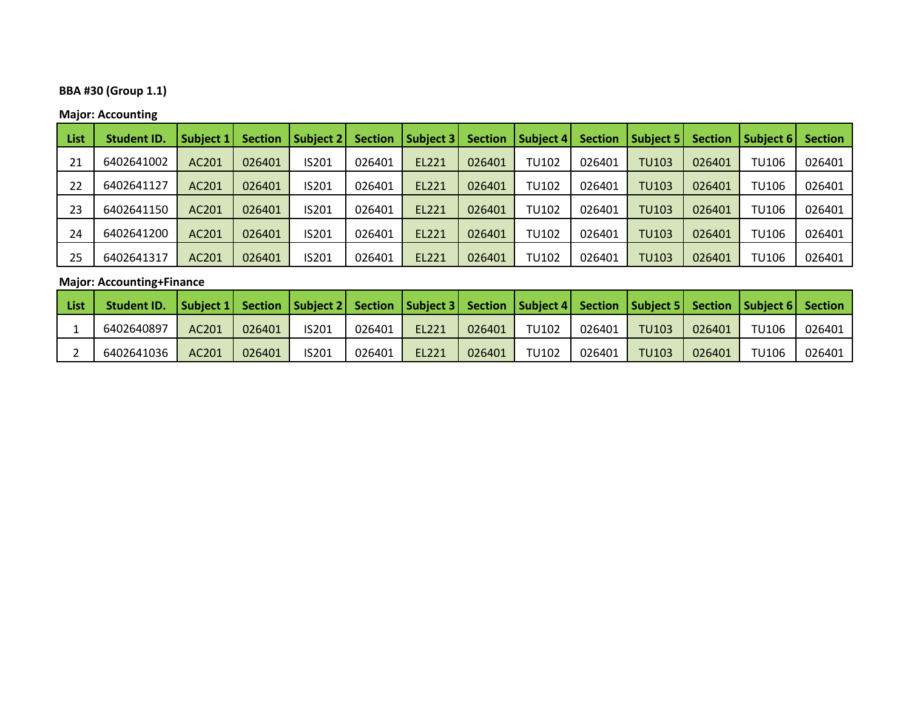**BBA #30 (Group 1.1)**

**Major: Accounting**

| List | Student ID. | Subject 1 | Section | Subject 2 | Section | Subject 3 | Section | Subject 4 | Section | Subject 5 | Section | Subject 6 | Section |
|---|---|---|---|---|---|---|---|---|---|---|---|---|---|
| 21 | 6402641002 | AC201 | 026401 | IS201 | 026401 | EL221 | 026401 | TU102 | 026401 | TU103 | 026401 | TU106 | 026401 |
| 22 | 6402641127 | AC201 | 026401 | IS201 | 026401 | EL221 | 026401 | TU102 | 026401 | TU103 | 026401 | TU106 | 026401 |
| 23 | 6402641150 | AC201 | 026401 | IS201 | 026401 | EL221 | 026401 | TU102 | 026401 | TU103 | 026401 | TU106 | 026401 |
| 24 | 6402641200 | AC201 | 026401 | IS201 | 026401 | EL221 | 026401 | TU102 | 026401 | TU103 | 026401 | TU106 | 026401 |
| 25 | 6402641317 | AC201 | 026401 | IS201 | 026401 | EL221 | 026401 | TU102 | 026401 | TU103 | 026401 | TU106 | 026401 |

**Major: Accounting+Finance**

| List | Student ID. | Subject 1 | Section | Subject 2 | Section | Subject 3 | Section | Subject 4 | Section | Subject 5 | Section | Subject 6 | Section |
|---|---|---|---|---|---|---|---|---|---|---|---|---|---|
| 1 | 6402640897 | AC201 | 026401 | IS201 | 026401 | EL221 | 026401 | TU102 | 026401 | TU103 | 026401 | TU106 | 026401 |
| 2 | 6402641036 | AC201 | 026401 | IS201 | 026401 | EL221 | 026401 | TU102 | 026401 | TU103 | 026401 | TU106 | 026401 |